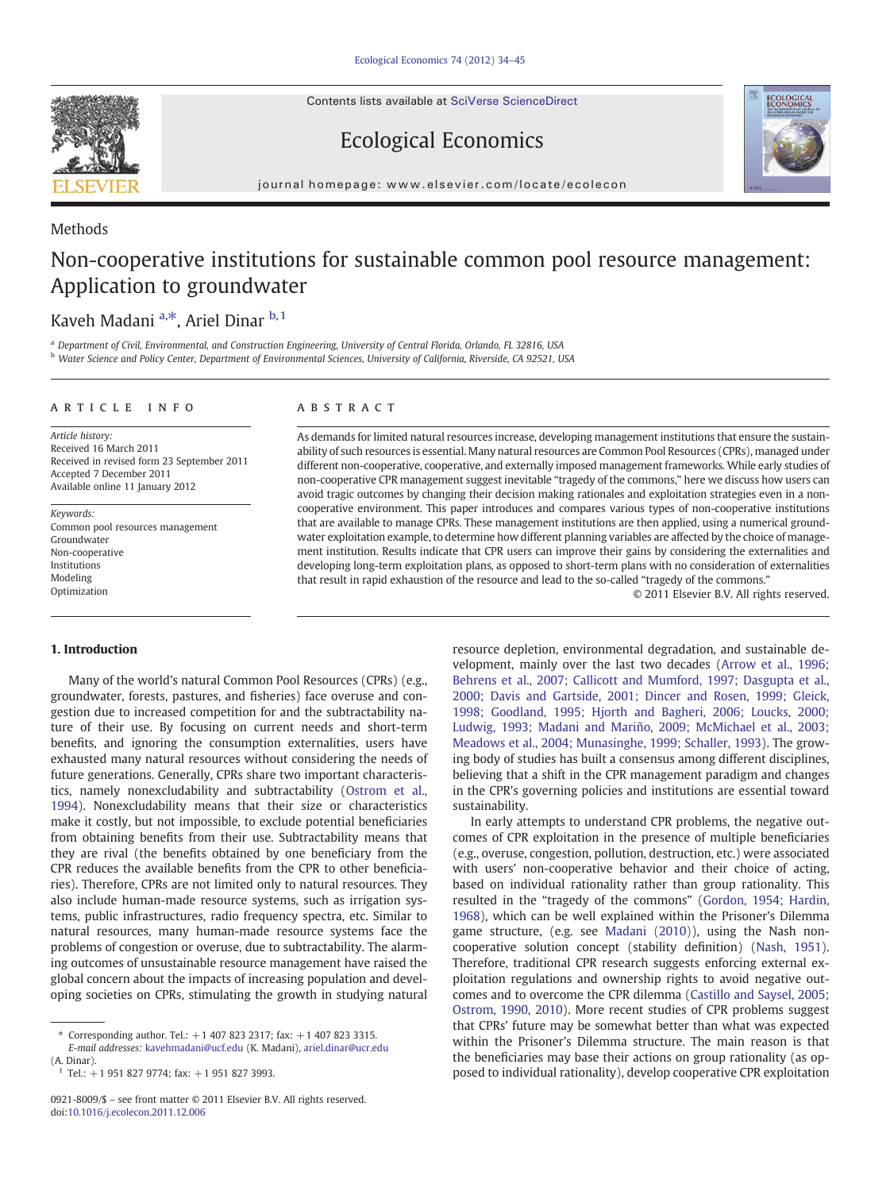Contents lists available at SciVerse ScienceDirect

# Ecological Economics

journal homepage: www.elsevier.com/locate/ecolecon

Methods

# Non-cooperative institutions for sustainable common pool resource management: Application to groundwater

Kaveh Madani [a,*], Ariel Dinar [b,1]

[a] Department of Civil, Environmental, and Construction Engineering, University of Central Florida, Orlando, FL 32816, USA

[b] Water Science and Policy Center, Department of Environmental Sciences, University of California, Riverside, CA 92521, USA

**ARTICLE INFO**

*Article history:*
Received 16 March 2011
Received in revised form 23 September 2011
Accepted 7 December 2011
Available online 11 January 2012

*Keywords:*
Common pool resources management
Groundwater
Non-cooperative
Institutions
Modeling
Optimization

**ABSTRACT**

As demands for limited natural resources increase, developing management institutions that ensure the sustainability of such resources is essential. Many natural resources are Common Pool Resources (CPRs), managed under different non-cooperative, cooperative, and externally imposed management frameworks. While early studies of non-cooperative CPR management suggest inevitable "tragedy of the commons," here we discuss how users can avoid tragic outcomes by changing their decision making rationales and exploitation strategies even in a non-cooperative environment. This paper introduces and compares various types of non-cooperative institutions that are available to manage CPRs. These management institutions are then applied, using a numerical groundwater exploitation example, to determine how different planning variables are affected by the choice of management institution. Results indicate that CPR users can improve their gains by considering the externalities and developing long-term exploitation plans, as opposed to short-term plans with no consideration of externalities that result in rapid exhaustion of the resource and lead to the so-called "tragedy of the commons."

© 2011 Elsevier B.V. All rights reserved.

## 1. Introduction

Many of the world's natural Common Pool Resources (CPRs) (e.g., groundwater, forests, pastures, and fisheries) face overuse and congestion due to increased competition for and the subtractability nature of their use. By focusing on current needs and short-term benefits, and ignoring the consumption externalities, users have exhausted many natural resources without considering the needs of future generations. Generally, CPRs share two important characteristics, namely nonexcludability and subtractability (Ostrom et al., 1994). Nonexcludability means that their size or characteristics make it costly, but not impossible, to exclude potential beneficiaries from obtaining benefits from their use. Subtractability means that they are rival (the benefits obtained by one beneficiary from the CPR reduces the available benefits from the CPR to other beneficiaries). Therefore, CPRs are not limited only to natural resources. They also include human-made resource systems, such as irrigation systems, public infrastructures, radio frequency spectra, etc. Similar to natural resources, many human-made resource systems face the problems of congestion or overuse, due to subtractability. The alarming outcomes of unsustainable resource management have raised the global concern about the impacts of increasing population and developing societies on CPRs, stimulating the growth in studying natural resource depletion, environmental degradation, and sustainable development, mainly over the last two decades (Arrow et al., 1996; Behrens et al., 2007; Callicott and Mumford, 1997; Dasgupta et al., 2000; Davis and Gartside, 2001; Dincer and Rosen, 1999; Gleick, 1998; Goodland, 1995; Hjorth and Bagheri, 2006; Loucks, 2000; Ludwig, 1993; Madani and Mariño, 2009; McMichael et al., 2003; Meadows et al., 2004; Munasinghe, 1999; Schaller, 1993). The growing body of studies has built a consensus among different disciplines, believing that a shift in the CPR management paradigm and changes in the CPR's governing policies and institutions are essential toward sustainability.

In early attempts to understand CPR problems, the negative outcomes of CPR exploitation in the presence of multiple beneficiaries (e.g., overuse, congestion, pollution, destruction, etc.) were associated with users' non-cooperative behavior and their choice of acting, based on individual rationality rather than group rationality. This resulted in the "tragedy of the commons" (Gordon, 1954; Hardin, 1968), which can be well explained within the Prisoner's Dilemma game structure, (e.g. see Madani (2010)), using the Nash non-cooperative solution concept (stability definition) (Nash, 1951). Therefore, traditional CPR research suggests enforcing external exploitation regulations and ownership rights to avoid negative outcomes and to overcome the CPR dilemma (Castillo and Saysel, 2005; Ostrom, 1990, 2010). More recent studies of CPR problems suggest that CPRs' future may be somewhat better than what was expected within the Prisoner's Dilemma structure. The main reason is that the beneficiaries may base their actions on group rationality (as opposed to individual rationality), develop cooperative CPR exploitation

---

* Corresponding author. Tel.: +1 407 823 2317; fax: +1 407 823 3315.
*E-mail addresses:* kavehmadani@ucf.edu (K. Madani), ariel.dinar@ucr.edu (A. Dinar).

1 Tel.: +1 951 827 9774; fax: +1 951 827 3993.

0921-8009/$ – see front matter © 2011 Elsevier B.V. All rights reserved.
doi:10.1016/j.ecolecon.2011.12.006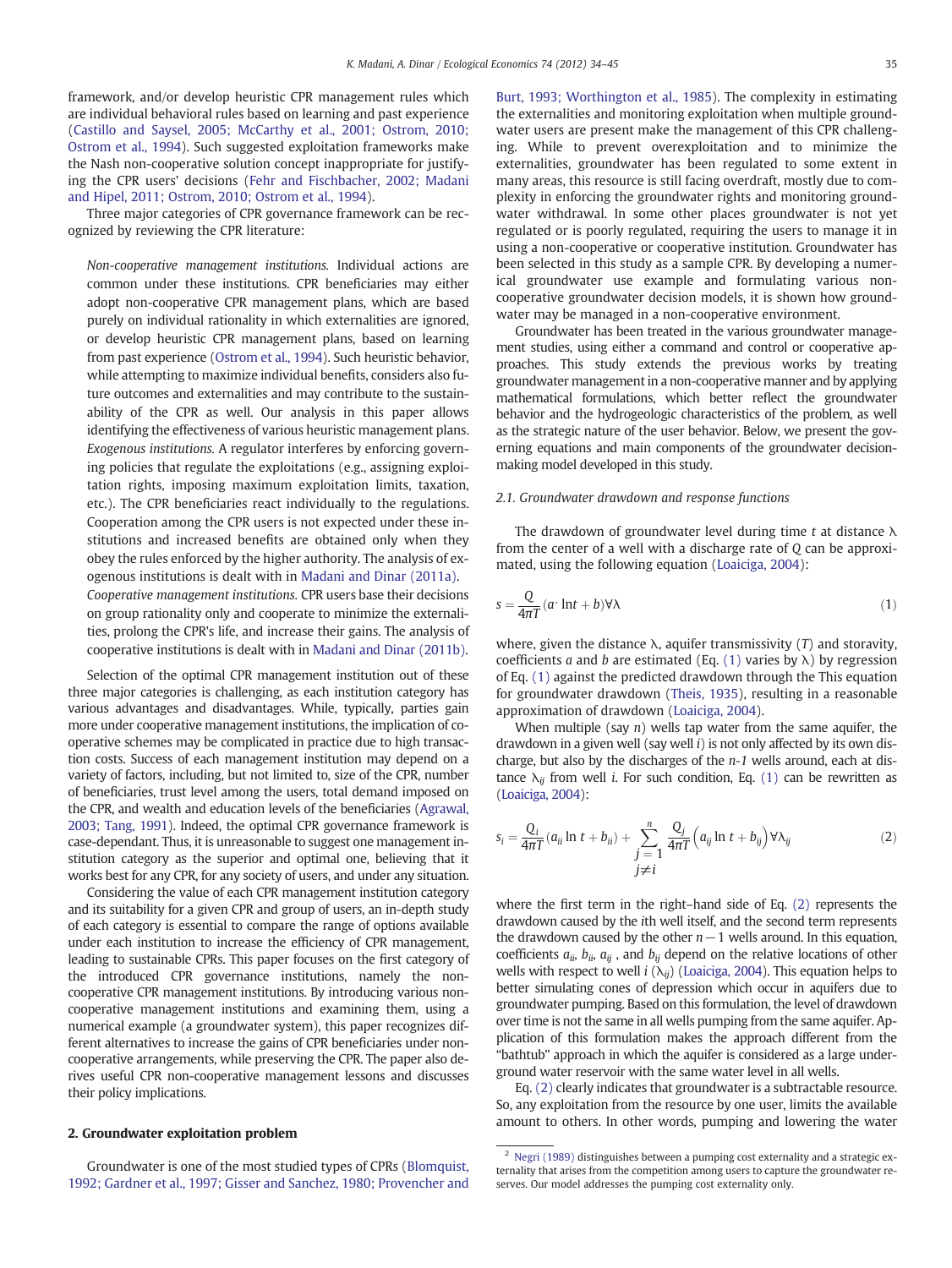framework, and/or develop heuristic CPR management rules which are individual behavioral rules based on learning and past experience (Castillo and Saysel, 2005; McCarthy et al., 2001; Ostrom, 2010; Ostrom et al., 1994). Such suggested exploitation frameworks make the Nash non-cooperative solution concept inappropriate for justifying the CPR users' decisions (Fehr and Fischbacher, 2002; Madani and Hipel, 2011; Ostrom, 2010; Ostrom et al., 1994).

Three major categories of CPR governance framework can be recognized by reviewing the CPR literature:

*Non-cooperative management institutions.* Individual actions are common under these institutions. CPR beneficiaries may either adopt non-cooperative CPR management plans, which are based purely on individual rationality in which externalities are ignored, or develop heuristic CPR management plans, based on learning from past experience (Ostrom et al., 1994). Such heuristic behavior, while attempting to maximize individual benefits, considers also future outcomes and externalities and may contribute to the sustainability of the CPR as well. Our analysis in this paper allows identifying the effectiveness of various heuristic management plans.

*Exogenous institutions.* A regulator interferes by enforcing governing policies that regulate the exploitations (e.g., assigning exploitation rights, imposing maximum exploitation limits, taxation, etc.). The CPR beneficiaries react individually to the regulations. Cooperation among the CPR users is not expected under these institutions and increased benefits are obtained only when they obey the rules enforced by the higher authority. The analysis of exogenous institutions is dealt with in Madani and Dinar (2011a).

*Cooperative management institutions.* CPR users base their decisions on group rationality only and cooperate to minimize the externalities, prolong the CPR's life, and increase their gains. The analysis of cooperative institutions is dealt with in Madani and Dinar (2011b).

Selection of the optimal CPR management institution out of these three major categories is challenging, as each institution category has various advantages and disadvantages. While, typically, parties gain more under cooperative management institutions, the implication of cooperative schemes may be complicated in practice due to high transaction costs. Success of each management institution may depend on a variety of factors, including, but not limited to, size of the CPR, number of beneficiaries, trust level among the users, total demand imposed on the CPR, and wealth and education levels of the beneficiaries (Agrawal, 2003; Tang, 1991). Indeed, the optimal CPR governance framework is case-dependant. Thus, it is unreasonable to suggest one management institution category as the superior and optimal one, believing that it works best for any CPR, for any society of users, and under any situation.

Considering the value of each CPR management institution category and its suitability for a given CPR and group of users, an in-depth study of each category is essential to compare the range of options available under each institution to increase the efficiency of CPR management, leading to sustainable CPRs. This paper focuses on the first category of the introduced CPR governance institutions, namely the non-cooperative CPR management institutions. By introducing various non-cooperative management institutions and examining them, using a numerical example (a groundwater system), this paper recognizes different alternatives to increase the gains of CPR beneficiaries under non-cooperative arrangements, while preserving the CPR. The paper also derives useful CPR non-cooperative management lessons and discusses their policy implications.

## 2. Groundwater exploitation problem

Groundwater is one of the most studied types of CPRs (Blomquist, 1992; Gardner et al., 1997; Gisser and Sanchez, 1980; Provencher and Burt, 1993; Worthington et al., 1985). The complexity in estimating the externalities and monitoring exploitation when multiple groundwater users are present make the management of this CPR challenging. While to prevent overexploitation and to minimize the externalities, groundwater has been regulated to some extent in many areas, this resource is still facing overdraft, mostly due to complexity in enforcing the groundwater rights and monitoring groundwater withdrawal. In some other places groundwater is not yet regulated or is poorly regulated, requiring the users to manage it in using a non-cooperative or cooperative institution. Groundwater has been selected in this study as a sample CPR. By developing a numerical groundwater use example and formulating various non-cooperative groundwater decision models, it is shown how groundwater may be managed in a non-cooperative environment.

Groundwater has been treated in the various groundwater management studies, using either a command and control or cooperative approaches. This study extends the previous works by treating groundwater management in a non-cooperative manner and by applying mathematical formulations, which better reflect the groundwater behavior and the hydrogeologic characteristics of the problem, as well as the strategic nature of the user behavior. Below, we present the governing equations and main components of the groundwater decision-making model developed in this study.

### 2.1. Groundwater drawdown and response functions

The drawdown of groundwater level during time $t$ at distance $\lambda$ from the center of a well with a discharge rate of $Q$ can be approximated, using the following equation (Loaiciga, 2004):

$$s = \frac{Q}{4\pi T}(a \cdot \ln t + b) \forall \lambda \tag{1}$$

where, given the distance $\lambda$, aquifer transmissivity ($T$) and storavity, coefficients $a$ and $b$ are estimated (Eq. (1) varies by $\lambda$) by regression of Eq. (1) against the predicted drawdown through the Theis equation for groundwater drawdown (Theis, 1935), resulting in a reasonable approximation of drawdown (Loaiciga, 2004).

When multiple (say $n$) wells tap water from the same aquifer, the drawdown in a given well (say well $i$) is not only affected by its own discharge, but also by the discharges of the $n$-$1$ wells around, each at distance $\lambda_{ij}$ from well $i$. For such condition, Eq. (1) can be rewritten as (Loaiciga, 2004):

$$s_i = \frac{Q_i}{4\pi T}(a_{ii} \ln t + b_{ii}) + \sum_{\substack{j=1 \\ j \neq i}}^{n} \frac{Q_j}{4\pi T}\left(a_{ij} \ln t + b_{ij}\right) \forall \lambda_{ij} \tag{2}$$

where the first term in the right–hand side of Eq. (2) represents the drawdown caused by the $i$th well itself, and the second term represents the drawdown caused by the other $n-1$ wells around. In this equation, coefficients $a_{ii}$, $b_{ii}$, $a_{ij}$, and $b_{ij}$ depend on the relative locations of other wells with respect to well $i$ ($\lambda_{ij}$) (Loaiciga, 2004). This equation helps to better simulating cones of depression which occur in aquifers due to groundwater pumping. Based on this formulation, the level of drawdown over time is not the same in all wells pumping from the same aquifer. Application of this formulation makes the approach different from the "bathtub" approach in which the aquifer is considered as a large underground water reservoir with the same water level in all wells.

Eq. (2) clearly indicates that groundwater is a subtractable resource. So, any exploitation from the resource by one user, limits the available amount to others. In other words, pumping and lowering the water

[2] Negri (1989) distinguishes between a pumping cost externality and a strategic externality that arises from the competition among users to capture the groundwater reserves. Our model addresses the pumping cost externality only.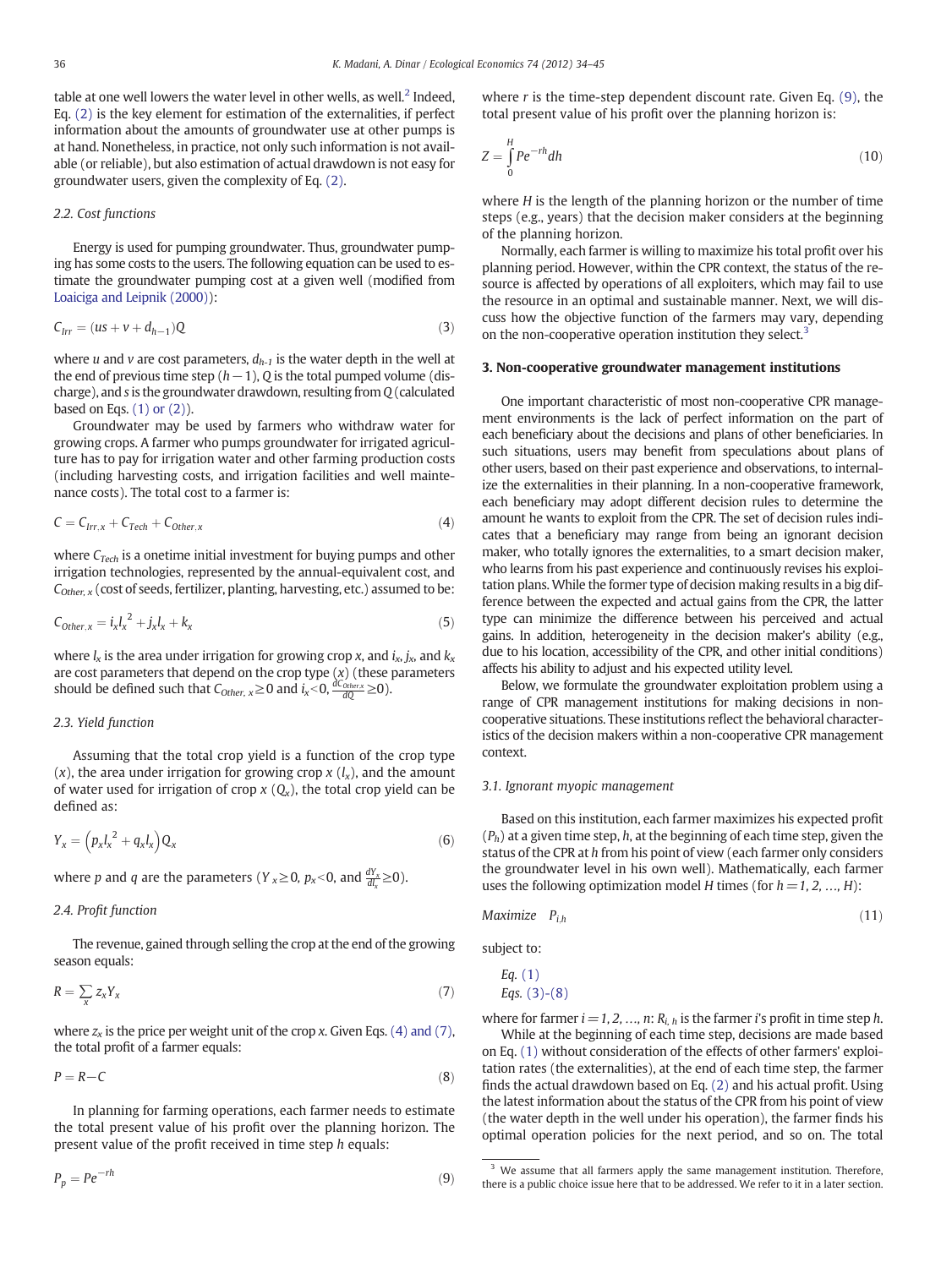table at one well lowers the water level in other wells, as well.[2] Indeed, Eq. (2) is the key element for estimation of the externalities, if perfect information about the amounts of groundwater use at other pumps is at hand. Nonetheless, in practice, not only such information is not available (or reliable), but also estimation of actual drawdown is not easy for groundwater users, given the complexity of Eq. (2).

### 2.2. Cost functions

Energy is used for pumping groundwater. Thus, groundwater pumping has some costs to the users. The following equation can be used to estimate the groundwater pumping cost at a given well (modified from Loaiciga and Leipnik (2000)):

$$C_{Irr} = (us + v + d_{h-1})Q \tag{3}$$

where $u$ and $v$ are cost parameters, $d_{h-1}$ is the water depth in the well at the end of previous time step $(h-1)$, $Q$ is the total pumped volume (discharge), and $s$ is the groundwater drawdown, resulting from $Q$ (calculated based on Eqs. (1) or (2)).

Groundwater may be used by farmers who withdraw water for growing crops. A farmer who pumps groundwater for irrigated agriculture has to pay for irrigation water and other farming production costs (including harvesting costs, and irrigation facilities and well maintenance costs). The total cost to a farmer is:

$$C = C_{Irr,x} + C_{Tech} + C_{Other,x} \tag{4}$$

where $C_{Tech}$ is a onetime initial investment for buying pumps and other irrigation technologies, represented by the annual-equivalent cost, and $C_{Other,x}$ (cost of seeds, fertilizer, planting, harvesting, etc.) assumed to be:

$$C_{Other,x} = i_x l_x^2 + j_x l_x + k_x \tag{5}$$

where $l_x$ is the area under irrigation for growing crop $x$, and $i_x$, $j_x$, and $k_x$ are cost parameters that depend on the crop type $(x)$ (these parameters should be defined such that $C_{Other,x} \geq 0$ and $i_x < 0$, $\frac{dC_{Other,x}}{dQ} \geq 0$).

### 2.3. Yield function

Assuming that the total crop yield is a function of the crop type $(x)$, the area under irrigation for growing crop $x$ $(l_x)$, and the amount of water used for irrigation of crop $x$ $(Q_x)$, the total crop yield can be defined as:

$$Y_x = \left(p_x l_x^2 + q_x l_x\right) Q_x \tag{6}$$

where $p$ and $q$ are the parameters ($Y_x \geq 0$, $p_x < 0$, and $\frac{dY_x}{dl_x} \geq 0$).

### 2.4. Profit function

The revenue, gained through selling the crop at the end of the growing season equals:

$$R = \sum_x z_x Y_x \tag{7}$$

where $z_x$ is the price per weight unit of the crop $x$. Given Eqs. (4) and (7), the total profit of a farmer equals:

$$P = R - C \tag{8}$$

In planning for farming operations, each farmer needs to estimate the total present value of his profit over the planning horizon. The present value of the profit received in time step $h$ equals:

$$P_p = Pe^{-rh} \tag{9}$$

where $r$ is the time-step dependent discount rate. Given Eq. (9), the total present value of his profit over the planning horizon is:

$$Z = \int_0^H Pe^{-rh} dh \tag{10}$$

where $H$ is the length of the planning horizon or the number of time steps (e.g., years) that the decision maker considers at the beginning of the planning horizon.

Normally, each farmer is willing to maximize his total profit over his planning period. However, within the CPR context, the status of the resource is affected by operations of all exploiters, which may fail to use the resource in an optimal and sustainable manner. Next, we will discuss how the objective function of the farmers may vary, depending on the non-cooperative operation institution they select.[3]

## 3. Non-cooperative groundwater management institutions

One important characteristic of most non-cooperative CPR management environments is the lack of perfect information on the part of each beneficiary about the decisions and plans of other beneficiaries. In such situations, users may benefit from speculations about plans of other users, based on their past experience and observations, to internalize the externalities in their planning. In a non-cooperative framework, each beneficiary may adopt different decision rules to determine the amount he wants to exploit from the CPR. The set of decision rules indicates that a beneficiary may range from being an ignorant decision maker, who totally ignores the externalities, to a smart decision maker, who learns from his past experience and continuously revises his exploitation plans. While the former type of decision making results in a big difference between the expected and actual gains from the CPR, the latter type can minimize the difference between his perceived and actual gains. In addition, heterogeneity in the decision maker's ability (e.g., due to his location, accessibility of the CPR, and other initial conditions) affects his ability to adjust and his expected utility level.

Below, we formulate the groundwater exploitation problem using a range of CPR management institutions for making decisions in non-cooperative situations. These institutions reflect the behavioral characteristics of the decision makers within a non-cooperative CPR management context.

### 3.1. Ignorant myopic management

Based on this institution, each farmer maximizes his expected profit $(P_h)$ at a given time step, $h$, at the beginning of each time step, given the status of the CPR at $h$ from his point of view (each farmer only considers the groundwater level in his own well). Mathematically, each farmer uses the following optimization model $H$ times (for $h = 1, 2, \ldots, H$):

$$\text{Maximize} \quad P_{i,h} \tag{11}$$

subject to:

*Eq. (1)*
*Eqs. (3)-(8)*

where for farmer $i = 1, 2, \ldots, n$: $R_{i,h}$ is the farmer $i$'s profit in time step $h$.

While at the beginning of each time step, decisions are made based on Eq. (1) without consideration of the effects of other farmers' exploitation rates (the externalities), at the end of each time step, the farmer finds the actual drawdown based on Eq. (2) and his actual profit. Using the latest information about the status of the CPR from his point of view (the water depth in the well under his operation), the farmer finds his optimal operation policies for the next period, and so on. The total

[3] We assume that all farmers apply the same management institution. Therefore, there is a public choice issue here that to be addressed. We refer to it in a later section.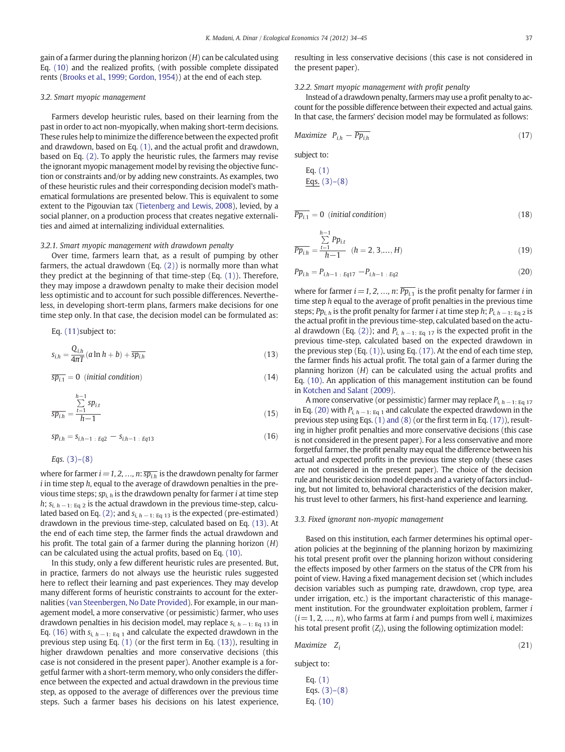gain of a farmer during the planning horizon ($H$) can be calculated using Eq. (10) and the realized profits, (with possible complete dissipated rents (Brooks et al., 1999; Gordon, 1954)) at the end of each step.

### 3.2. Smart myopic management

Farmers develop heuristic rules, based on their learning from the past in order to act non-myopically, when making short-term decisions. These rules help to minimize the difference between the expected profit and drawdown, based on Eq. (1), and the actual profit and drawdown, based on Eq. (2). To apply the heuristic rules, the farmers may revise the ignorant myopic management model by revising the objective function or constraints and/or by adding new constraints. As examples, two of these heuristic rules and their corresponding decision model's mathematical formulations are presented below. This is equivalent to some extent to the Pigouvian tax (Tietenberg and Lewis, 2008), levied, by a social planner, on a production process that creates negative externalities and aimed at internalizing individual externalities.

#### 3.2.1. Smart myopic management with drawdown penalty

Over time, farmers learn that, as a result of pumping by other farmers, the actual drawdown (Eq. (2)) is normally more than what they predict at the beginning of that time-step (Eq. (1)). Therefore, they may impose a drawdown penalty to make their decision model less optimistic and to account for such possible differences. Nevertheless, in developing short-term plans, farmers make decisions for one time step only. In that case, the decision model can be formulated as:

Eq. (11)subject to:

$$s_{i,h} = \frac{Q_{i,h}}{4\pi T}(a \ln h + b) + \overline{sp_{i,h}} \tag{13}$$

$$\overline{sp_{i,1}} = 0 \ \ (\textit{initial condition}) \tag{14}$$

$$\overline{sp_{i,h}} = \frac{\sum_{t=1}^{h-1} sp_{i,t}}{h-1} \tag{15}$$

$$sp_{i,h} = s_{i,h-1\,:\,Eq2} - s_{i,h-1\,:\,Eq13} \tag{16}$$

*Eqs.* (3)–(8)

where for farmer $i = 1, 2, \ldots, n$: $\overline{sp_{i,h}}$ is the drawdown penalty for farmer $i$ in time step $h$, equal to the average of drawdown penalties in the previous time steps; $sp_{i,h}$ is the drawdown penalty for farmer $i$ at time step $h$; $s_{i,\,h-1:\,\text{Eq }2}$ is the actual drawdown in the previous time-step, calculated based on Eq. (2); and $s_{i,\,h-1:\,\text{Eq }13}$ is the expected (pre-estimated) drawdown in the previous time-step, calculated based on Eq. (13). At the end of each time step, the farmer finds the actual drawdown and his profit. The total gain of a farmer during the planning horizon ($H$) can be calculated using the actual profits, based on Eq. (10).

In this study, only a few different heuristic rules are presented. But, in practice, farmers do not always use the heuristic rules suggested here to reflect their learning and past experiences. They may develop many different forms of heuristic constraints to account for the externalities (van Steenbergen, No Date Provided). For example, in our management model, a more conservative (or pessimistic) farmer, who uses drawdown penalties in his decision model, may replace $s_{i,\,h-1:\,\text{Eq }13}$ in Eq. (16) with $s_{i,\,h-1:\,\text{Eq }1}$ and calculate the expected drawdown in the previous step using Eq. (1) (or the first term in Eq. (13)), resulting in higher drawdown penalties and more conservative decisions (this case is not considered in the present paper). Another example is a forgetful farmer with a short-term memory, who only considers the difference between the expected and actual drawdown in the previous time step, as opposed to the average of differences over the previous time steps. Such a farmer bases his decisions on his latest experience, resulting in less conservative decisions (this case is not considered in the present paper).

#### 3.2.2. Smart myopic management with profit penalty

Instead of a drawdown penalty, farmers may use a profit penalty to account for the possible difference between their expected and actual gains. In that case, the farmers' decision model may be formulated as follows:

$$\textit{Maximize} \quad P_{i,h} - \overline{Pp_{i,h}} \tag{17}$$

subject to:

Eq. (1)
Eqs. (3)–(8)

$$\overline{Pp_{i,1}} = 0 \ \ (\textit{initial condition}) \tag{18}$$

$$\overline{Pp_{i,h}} = \frac{\sum_{t=1}^{h-1} Pp_{i,t}}{h-1} \quad (h = 2, 3, \ldots, H) \tag{19}$$

$$Pp_{i,h} = P_{i,h-1\,:\,Eq17} - P_{i,h-1\,:\,Eq2} \tag{20}$$

where for farmer $i = 1, 2, \ldots, n$: $\overline{Pp_{i,1}}$ is the profit penalty for farmer $i$ in time step $h$ equal to the average of profit penalties in the previous time steps; $Pp_{i,h}$ is the profit penalty for farmer $i$ at time step $h$; $P_{i,\,h-1:\,\text{Eq }2}$ is the actual profit in the previous time-step, calculated based on the actual drawdown (Eq. (2)); and $P_{i,\,h-1:\,\text{Eq }17}$ is the expected profit in the previous time-step, calculated based on the expected drawdown in the previous step (Eq. (1)), using Eq. (17). At the end of each time step, the farmer finds his actual profit. The total gain of a farmer during the planning horizon ($H$) can be calculated using the actual profits and Eq. (10). An application of this management institution can be found in Kotchen and Salant (2009).

A more conservative (or pessimistic) farmer may replace $P_{i,\,h-1:\,\text{Eq }17}$ in Eq. (20) with $P_{i,\,h-1:\,\text{Eq }1}$ and calculate the expected drawdown in the previous step using Eqs. (1) and (8) (or the first term in Eq. (17)), resulting in higher profit penalties and more conservative decisions (this case is not considered in the present paper). For a less conservative and more forgetful farmer, the profit penalty may equal the difference between his actual and expected profits in the previous time step only (these cases are not considered in the present paper). The choice of the decision rule and heuristic decision model depends and a variety of factors including, but not limited to, behavioral characteristics of the decision maker, his trust level to other farmers, his first-hand experience and learning.

### 3.3. Fixed ignorant non-myopic management

Based on this institution, each farmer determines his optimal operation policies at the beginning of the planning horizon by maximizing his total present profit over the planning horizon without considering the effects imposed by other farmers on the status of the CPR from his point of view. Having a fixed management decision set (which includes decision variables such as pumping rate, drawdown, crop type, area under irrigation, etc.) is the important characteristic of this management institution. For the groundwater exploitation problem, farmer $i$ ($i = 1, 2, \ldots, n$), who farms at farm $i$ and pumps from well $i$, maximizes his total present profit ($Z_i$), using the following optimization model:

$$\textit{Maximize} \quad Z_i \tag{21}$$

subject to:

Eq. (1)
Eqs. (3)–(8)
Eq. (10)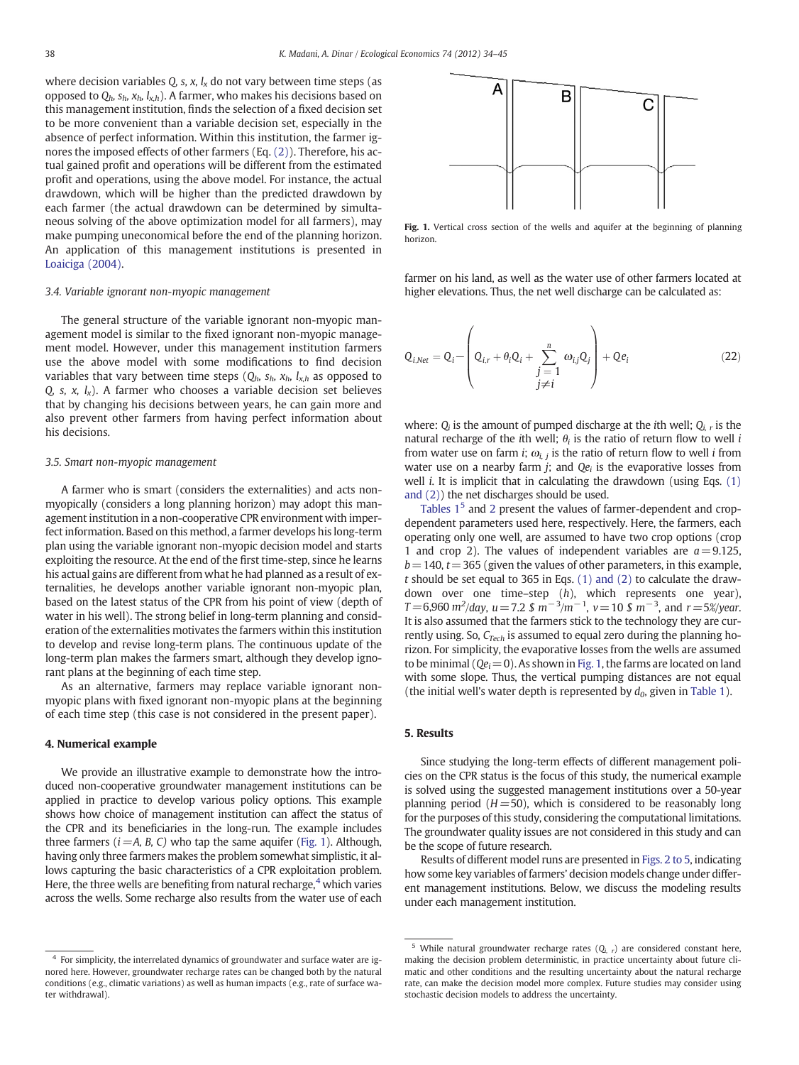where decision variables $Q$, $s$, $x$, $l_x$ do not vary between time steps (as opposed to $Q_h$, $s_h$, $x_h$, $l_{x,h}$). A farmer, who makes his decisions based on this management institution, finds the selection of a fixed decision set to be more convenient than a variable decision set, especially in the absence of perfect information. Within this institution, the farmer ignores the imposed effects of other farmers (Eq. (2)). Therefore, his actual gained profit and operations will be different from the estimated profit and operations, using the above model. For instance, the actual drawdown, which will be higher than the predicted drawdown by each farmer (the actual drawdown can be determined by simultaneous solving of the above optimization model for all farmers), may make pumping uneconomical before the end of the planning horizon. An application of this management institutions is presented in Loaiciga (2004).

### 3.4. Variable ignorant non-myopic management

The general structure of the variable ignorant non-myopic management model is similar to the fixed ignorant non-myopic management model. However, under this management institution farmers use the above model with some modifications to find decision variables that vary between time steps ($Q_h$, $s_h$, $x_h$, $l_{x,h}$ as opposed to $Q$, $s$, $x$, $l_x$). A farmer who chooses a variable decision set believes that by changing his decisions between years, he can gain more and also prevent other farmers from having perfect information about his decisions.

### 3.5. Smart non-myopic management

A farmer who is smart (considers the externalities) and acts non-myopically (considers a long planning horizon) may adopt this management institution in a non-cooperative CPR environment with imperfect information. Based on this method, a farmer develops his long-term plan using the variable ignorant non-myopic decision model and starts exploiting the resource. At the end of the first time-step, since he learns his actual gains are different from what he had planned as a result of externalities, he develops another variable ignorant non-myopic plan, based on the latest status of the CPR from his point of view (depth of water in his well). The strong belief in long-term planning and consideration of the externalities motivates the farmers within this institution to develop and revise long-term plans. The continuous update of the long-term plan makes the farmers smart, although they develop ignorant plans at the beginning of each time step.

As an alternative, farmers may replace variable ignorant non-myopic plans with fixed ignorant non-myopic plans at the beginning of each time step (this case is not considered in the present paper).

## 4. Numerical example

We provide an illustrative example to demonstrate how the introduced non-cooperative groundwater management institutions can be applied in practice to develop various policy options. This example shows how choice of management institution can affect the status of the CPR and its beneficiaries in the long-run. The example includes three farmers ($i$ = A, B, C) who tap the same aquifer (Fig. 1). Although, having only three farmers makes the problem somewhat simplistic, it allows capturing the basic characteristics of a CPR exploitation problem. Here, the three wells are benefiting from natural recharge,[4] which varies across the wells. Some recharge also results from the water use of each farmer on his land, as well as the water use of other farmers located at higher elevations. Thus, the net well discharge can be calculated as:

Fig. 1. Vertical cross section of the wells and aquifer at the beginning of planning horizon.

$$Q_{i,Net} = Q_i - \left( Q_{i,r} + \theta_i Q_i + \sum_{\substack{j=1 \\ j \neq i}}^{n} \omega_{i,j} Q_j \right) + Qe_i \tag{22}$$

where: $Q_i$ is the amount of pumped discharge at the $i$th well; $Q_{i,r}$ is the natural recharge of the $i$th well; $\theta_i$ is the ratio of return flow to well $i$ from water use on farm $i$; $\omega_{i,j}$ is the ratio of return flow to well $i$ from water use on a nearby farm $j$; and $Qe_i$ is the evaporative losses from well $i$. It is implicit that in calculating the drawdown (using Eqs. (1) and (2)) the net discharges should be used.

Tables 1[5] and 2 present the values of farmer-dependent and crop-dependent parameters used here, respectively. Here, the farmers, each operating only one well, are assumed to have two crop options (crop 1 and crop 2). The values of independent variables are $a$ = 9.125, $b$ = 140, $t$ = 365 (given the values of other parameters, in this example, $t$ should be set equal to 365 in Eqs. (1) and (2) to calculate the drawdown over one time-step ($h$), which represents one year), $T$ = 6,960 $m^2$/day, $u$ = 7.2 \$ $m^{-3}/m^{-1}$, $v$ = 10 \$ $m^{-3}$, and $r$ = 5%/year. It is also assumed that the farmers stick to the technology they are currently using. So, $C_{Tech}$ is assumed to equal zero during the planning horizon. For simplicity, the evaporative losses from the wells are assumed to be minimal ($Qe_i$ = 0). As shown in Fig. 1, the farms are located on land with some slope. Thus, the vertical pumping distances are not equal (the initial well's water depth is represented by $d_0$, given in Table 1).

## 5. Results

Since studying the long-term effects of different management policies on the CPR status is the focus of this study, the numerical example is solved using the suggested management institutions over a 50-year planning period ($H$ = 50), which is considered to be reasonably long for the purposes of this study, considering the computational limitations. The groundwater quality issues are not considered in this study and can be the scope of future research.

Results of different model runs are presented in Figs. 2 to 5, indicating how some key variables of farmers' decision models change under different management institutions. Below, we discuss the modeling results under each management institution.

---

[4] For simplicity, the interrelated dynamics of groundwater and surface water are ignored here. However, groundwater recharge rates can be changed both by the natural conditions (e.g., climatic variations) as well as human impacts (e.g., rate of surface water withdrawal).

[5] While natural groundwater recharge rates ($Q_{i,r}$) are considered constant here, making the decision problem deterministic, in practice uncertainty about future climatic and other conditions and the resulting uncertainty about the natural recharge rate, can make the decision model more complex. Future studies may consider using stochastic decision models to address the uncertainty.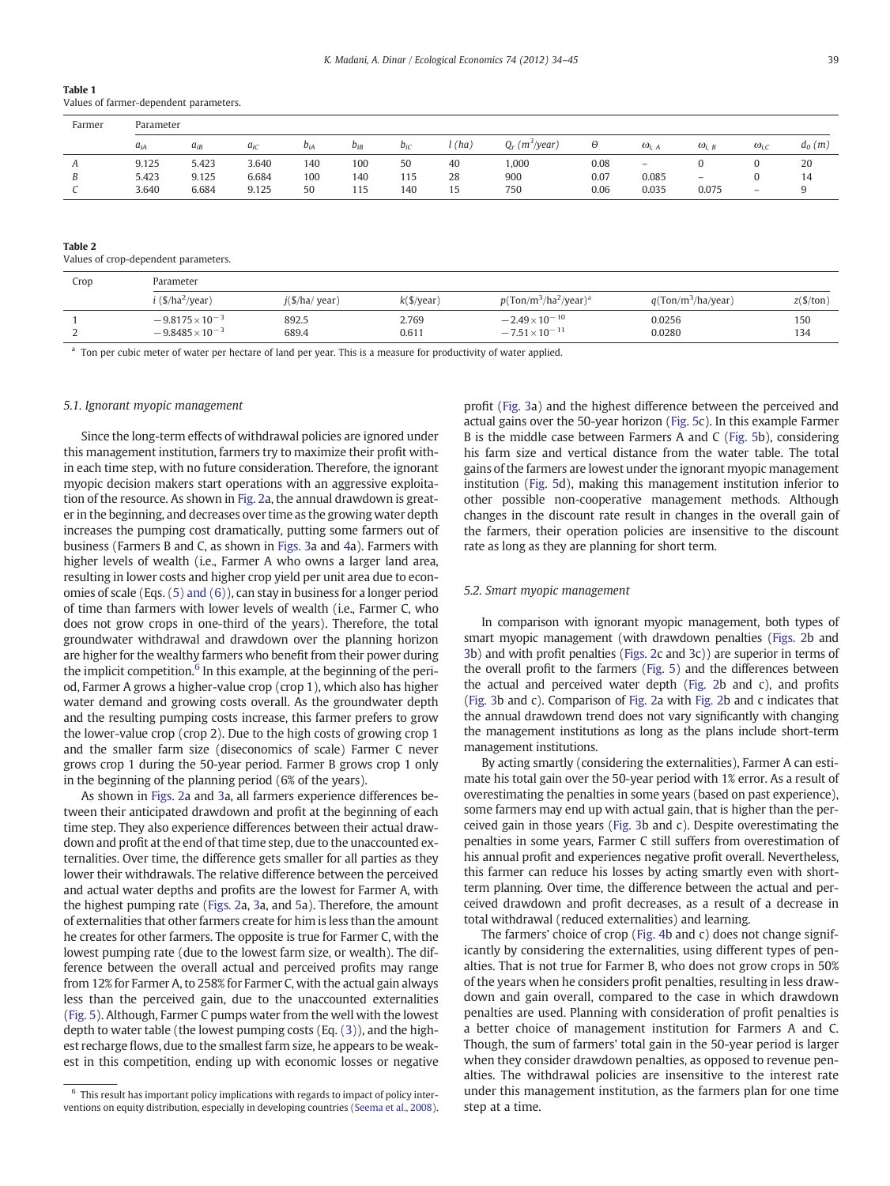**Table 1**
Values of farmer-dependent parameters.

| Farmer | Parameter | | | | | | | | | | | | |
|---|---|---|---|---|---|---|---|---|---|---|---|---|---|
| | $a_{iA}$ | $a_{iB}$ | $a_{iC}$ | $b_{iA}$ | $b_{iB}$ | $b_{iC}$ | $l$ (ha) | $Q_r$ ($m^3$/year) | $\Theta$ | $\omega_{i,A}$ | $\omega_{i,B}$ | $\omega_{i,C}$ | $d_0$ (m) |
| A | 9.125 | 5.423 | 3.640 | 140 | 100 | 50 | 40 | 1,000 | 0.08 | – | 0 | 0 | 20 |
| B | 5.423 | 9.125 | 6.684 | 100 | 140 | 115 | 28 | 900 | 0.07 | 0.085 | – | 0 | 14 |
| C | 3.640 | 6.684 | 9.125 | 50 | 115 | 140 | 15 | 750 | 0.06 | 0.035 | 0.075 | – | 9 |

**Table 2**
Values of crop-dependent parameters.

| Crop | Parameter | | | | | |
|---|---|---|---|---|---|---|
| | $i$ (\$/ha$^2$/year) | $j$(\$/ha/ year) | $k$(\$/year) | $p$(Ton/m$^3$/ha$^2$/year)[a] | $q$(Ton/m$^3$/ha/year) | $z$(\$/ton) |
| 1 | $-9.8175\times10^{-3}$ | 892.5 | 2.769 | $-2.49\times10^{-10}$ | 0.0256 | 150 |
| 2 | $-9.8485\times10^{-3}$ | 689.4 | 0.611 | $-7.51\times10^{-11}$ | 0.0280 | 134 |

[a] Ton per cubic meter of water per hectare of land per year. This is a measure for productivity of water applied.

### 5.1. Ignorant myopic management

Since the long-term effects of withdrawal policies are ignored under this management institution, farmers try to maximize their profit within each time step, with no future consideration. Therefore, the ignorant myopic decision makers start operations with an aggressive exploitation of the resource. As shown in Fig. 2a, the annual drawdown is greater in the beginning, and decreases over time as the growing water depth increases the pumping cost dramatically, putting some farmers out of business (Farmers B and C, as shown in Figs. 3a and 4a). Farmers with higher levels of wealth (i.e., Farmer A who owns a larger land area, resulting in lower costs and higher crop yield per unit area due to economies of scale (Eqs. (5) and (6)), can stay in business for a longer period of time than farmers with lower levels of wealth (i.e., Farmer C, who does not grow crops in one-third of the years). Therefore, the total groundwater withdrawal and drawdown over the planning horizon are higher for the wealthy farmers who benefit from their power during the implicit competition.[6] In this example, at the beginning of the period, Farmer A grows a higher-value crop (crop 1), which also has higher water demand and growing costs overall. As the groundwater depth and the resulting pumping costs increase, this farmer prefers to grow the lower-value crop (crop 2). Due to the high costs of growing crop 1 and the smaller farm size (diseconomies of scale) Farmer C never grows crop 1 during the 50-year period. Farmer B grows crop 1 only in the beginning of the planning period (6% of the years).

As shown in Figs. 2a and 3a, all farmers experience differences between their anticipated drawdown and profit at the beginning of each time step. They also experience differences between their actual drawdown and profit at the end of that time step, due to the unaccounted externalities. Over time, the difference gets smaller for all parties as they lower their withdrawals. The relative difference between the perceived and actual water depths and profits are the lowest for Farmer A, with the highest pumping rate (Figs. 2a, 3a, and 5a). Therefore, the amount of externalities that other farmers create for him is less than the amount he creates for other farmers. The opposite is true for Farmer C, with the lowest pumping rate (due to the lowest farm size, or wealth). The difference between the overall actual and perceived profits may range from 12% for Farmer A, to 258% for Farmer C, with the actual gain always less than the perceived gain, due to the unaccounted externalities (Fig. 5). Although, Farmer C pumps water from the well with the lowest depth to water table (the lowest pumping costs (Eq. (3)), and the highest recharge flows, due to the smallest farm size, he appears to be weakest in this competition, ending up with economic losses or negative profit (Fig. 3a) and the highest difference between the perceived and actual gains over the 50-year horizon (Fig. 5c). In this example Farmer B is the middle case between Farmers A and C (Fig. 5b), considering his farm size and vertical distance from the water table. The total gains of the farmers are lowest under the ignorant myopic management institution (Fig. 5d), making this management institution inferior to other possible non-cooperative management methods. Although changes in the discount rate result in changes in the overall gain of the farmers, their operation policies are insensitive to the discount rate as long as they are planning for short term.

[6] This result has important policy implications with regards to impact of policy interventions on equity distribution, especially in developing countries (Seema et al., 2008).

### 5.2. Smart myopic management

In comparison with ignorant myopic management, both types of smart myopic management (with drawdown penalties (Figs. 2b and 3b) and with profit penalties (Figs. 2c and 3c)) are superior in terms of the overall profit to the farmers (Fig. 5) and the differences between the actual and perceived water depth (Fig. 2b and c), and profits (Fig. 3b and c). Comparison of Fig. 2a with Fig. 2b and c indicates that the annual drawdown trend does not vary significantly with changing the management institutions as long as the plans include short-term management institutions.

By acting smartly (considering the externalities), Farmer A can estimate his total gain over the 50-year period with 1% error. As a result of overestimating the penalties in some years (based on past experience), some farmers may end up with actual gain, that is higher than the perceived gain in those years (Fig. 3b and c). Despite overestimating the penalties in some years, Farmer C still suffers from overestimation of his annual profit and experiences negative profit overall. Nevertheless, this farmer can reduce his losses by acting smartly even with short-term planning. Over time, the difference between the actual and perceived drawdown and profit decreases, as a result of a decrease in total withdrawal (reduced externalities) and learning.

The farmers' choice of crop (Fig. 4b and c) does not change significantly by considering the externalities, using different types of penalties. That is not true for Farmer B, who does not grow crops in 50% of the years when he considers profit penalties, resulting in less drawdown and gain overall, compared to the case in which drawdown penalties are used. Planning with consideration of profit penalties is a better choice of management institution for Farmers A and C. Though, the sum of farmers' total gain in the 50-year period is larger when they consider drawdown penalties, as opposed to revenue penalties. The withdrawal policies are insensitive to the interest rate under this management institution, as the farmers plan for one time step at a time.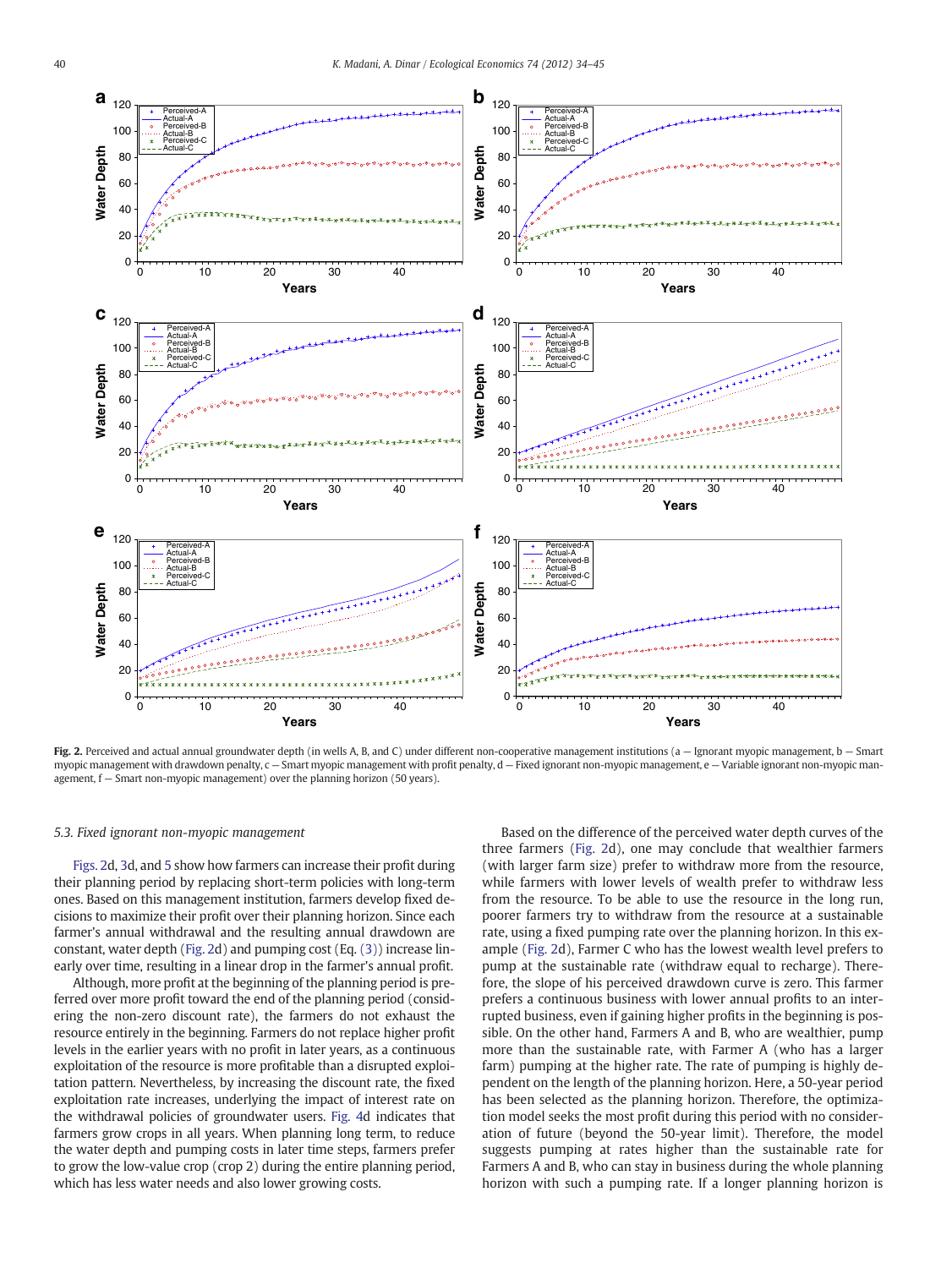a

Water Depth

Years

Perceived-A
Actual-A
Perceived-B
Actual-B
Perceived-C
Actual-C

b

Water Depth

Years

c

Water Depth

Years

d

Water Depth

Years

e

Water Depth

Years

f

Water Depth

Years

**Fig. 2.** Perceived and actual annual groundwater depth (in wells A, B, and C) under different non-cooperative management institutions (a — Ignorant myopic management, b — Smart myopic management with drawdown penalty, c — Smart myopic management with profit penalty, d — Fixed ignorant non-myopic management, e — Variable ignorant non-myopic management, f — Smart non-myopic management) over the planning horizon (50 years).

### 5.3. Fixed ignorant non-myopic management

Figs. 2d, 3d, and 5 show how farmers can increase their profit during their planning period by replacing short-term policies with long-term ones. Based on this management institution, farmers develop fixed decisions to maximize their profit over their planning horizon. Since each farmer's annual withdrawal and the resulting annual drawdown are constant, water depth (Fig. 2d) and pumping cost (Eq. (3)) increase linearly over time, resulting in a linear drop in the farmer's annual profit.

Although, more profit at the beginning of the planning period is preferred over more profit toward the end of the planning period (considering the non-zero discount rate), the farmers do not exhaust the resource entirely in the beginning. Farmers do not replace higher profit levels in the earlier years with no profit in later years, as a continuous exploitation of the resource is more profitable than a disrupted exploitation pattern. Nevertheless, by increasing the discount rate, the fixed exploitation rate increases, underlying the impact of interest rate on the withdrawal policies of groundwater users. Fig. 4d indicates that farmers grow crops in all years. When planning long term, to reduce the water depth and pumping costs in later time steps, farmers prefer to grow the low-value crop (crop 2) during the entire planning period, which has less water needs and also lower growing costs.

Based on the difference of the perceived water depth curves of the three farmers (Fig. 2d), one may conclude that wealthier farmers (with larger farm size) prefer to withdraw more from the resource, while farmers with lower levels of wealth prefer to withdraw less from the resource. To be able to use the resource in the long run, poorer farmers try to withdraw from the resource at a sustainable rate, using a fixed pumping rate over the planning horizon. In this example (Fig. 2d), Farmer C who has the lowest wealth level prefers to pump at the sustainable rate (withdraw equal to recharge). Therefore, the slope of his perceived drawdown curve is zero. This farmer prefers a continuous business with lower annual profits to an interrupted business, even if gaining higher profits in the beginning is possible. On the other hand, Farmers A and B, who are wealthier, pump more than the sustainable rate, with Farmer A (who has a larger farm) pumping at the higher rate. The rate of pumping is highly dependent on the length of the planning horizon. Here, a 50-year period has been selected as the planning horizon. Therefore, the optimization model seeks the most profit during this period with no consideration of future (beyond the 50-year limit). Therefore, the model suggests pumping at rates higher than the sustainable rate for Farmers A and B, who can stay in business during the whole planning horizon with such a pumping rate. If a longer planning horizon is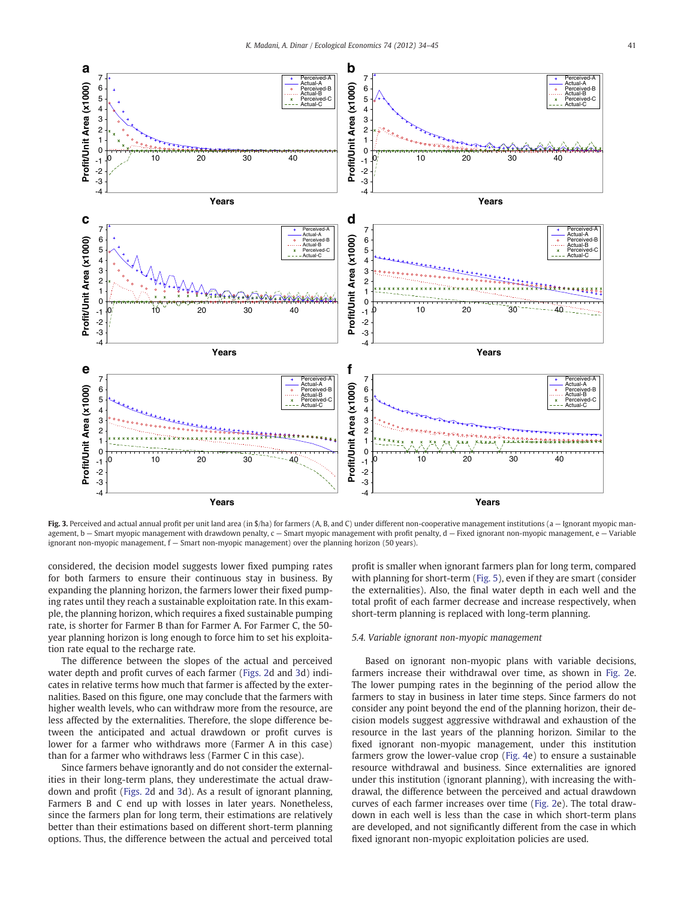a

Profit/Unit Area (x1000)

Years

Perceived-A
Actual-A
Perceived-B
Actual-B
Perceived-C
Actual-C

b

Profit/Unit Area (x1000)

Years

Perceived-A
Actual-A
Perceived-B
Actual-B
Perceived-C
Actual-C

c

Profit/Unit Area (x1000)

Years

Perceived-A
Actual-A
Perceived-B
Actual-B
Perceived-C
Actual-C

d

Profit/Unit Area (x1000)

Years

Perceived-A
Actual-A
Perceived-B
Actual-B
Perceived-C
Actual-C

e

Profit/Unit Area (x1000)

Years

Perceived-A
Actual-A
Perceived-B
Actual-B
Perceived-C
Actual-C

f

Profit/Unit Area (x1000)

Years

Perceived-A
Actual-A
Perceived-B
Actual-B
Perceived-C
Actual-C

**Fig. 3.** Perceived and actual annual profit per unit land area (in $/ha) for farmers (A, B, and C) under different non-cooperative management institutions (a — Ignorant myopic management, b — Smart myopic management with drawdown penalty, c — Smart myopic management with profit penalty, d — Fixed ignorant non-myopic management, e — Variable ignorant non-myopic management, f — Smart non-myopic management) over the planning horizon (50 years).

considered, the decision model suggests lower fixed pumping rates for both farmers to ensure their continuous stay in business. By expanding the planning horizon, the farmers lower their fixed pumping rates until they reach a sustainable exploitation rate. In this example, the planning horizon, which requires a fixed sustainable pumping rate, is shorter for Farmer B than for Farmer A. For Farmer C, the 50-year planning horizon is long enough to force him to set his exploitation rate equal to the recharge rate.

The difference between the slopes of the actual and perceived water depth and profit curves of each farmer (Figs. 2d and 3d) indicates in relative terms how much that farmer is affected by the externalities. Based on this figure, one may conclude that the farmers with higher wealth levels, who can withdraw more from the resource, are less affected by the externalities. Therefore, the slope difference between the anticipated and actual drawdown or profit curves is lower for a farmer who withdraws more (Farmer A in this case) than for a farmer who withdraws less (Farmer C in this case).

Since farmers behave ignorantly and do not consider the externalities in their long-term plans, they underestimate the actual drawdown and profit (Figs. 2d and 3d). As a result of ignorant planning, Farmers B and C end up with losses in later years. Nonetheless, since the farmers plan for long term, their estimations are relatively better than their estimations based on different short-term planning options. Thus, the difference between the actual and perceived total profit is smaller when ignorant farmers plan for long term, compared with planning for short-term (Fig. 5), even if they are smart (consider the externalities). Also, the final water depth in each well and the total profit of each farmer decrease and increase respectively, when short-term planning is replaced with long-term planning.

### 5.4. Variable ignorant non-myopic management

Based on ignorant non-myopic plans with variable decisions, farmers increase their withdrawal over time, as shown in Fig. 2e. The lower pumping rates in the beginning of the period allow the farmers to stay in business in later time steps. Since farmers do not consider any point beyond the end of the planning horizon, their decision models suggest aggressive withdrawal and exhaustion of the resource in the last years of the planning horizon. Similar to the fixed ignorant non-myopic management, under this institution farmers grow the lower-value crop (Fig. 4e) to ensure a sustainable resource withdrawal and business. Since externalities are ignored under this institution (ignorant planning), with increasing the withdrawal, the difference between the perceived and actual drawdown curves of each farmer increases over time (Fig. 2e). The total drawdown in each well is less than the case in which short-term plans are developed, and not significantly different from the case in which fixed ignorant non-myopic exploitation policies are used.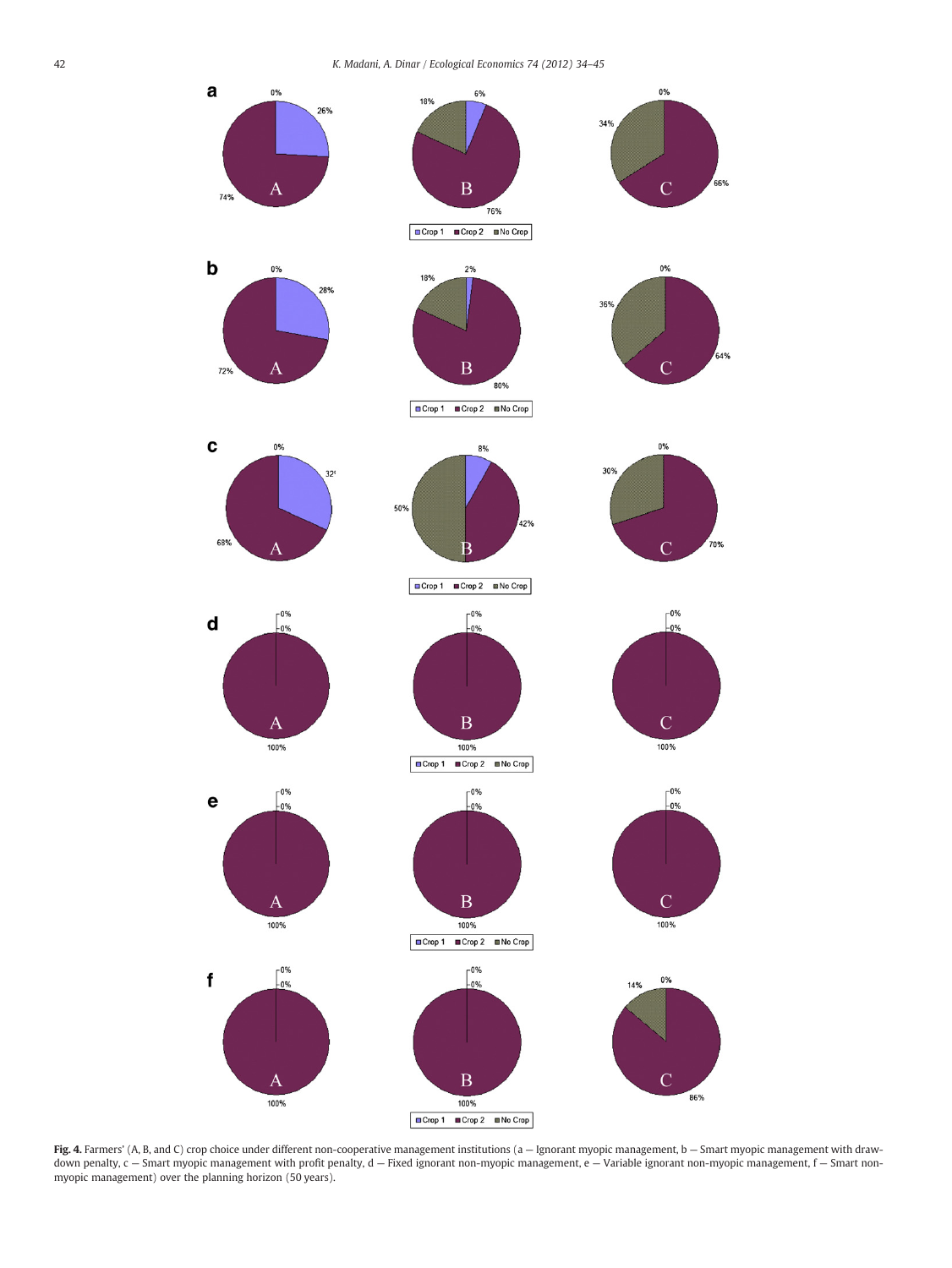**Fig. 4.** Farmers' (A, B, and C) crop choice under different non-cooperative management institutions (a — Ignorant myopic management, b — Smart myopic management with draw-down penalty, c — Smart myopic management with profit penalty, d — Fixed ignorant non-myopic management, e — Variable ignorant non-myopic management, f — Smart non-myopic management) over the planning horizon (50 years).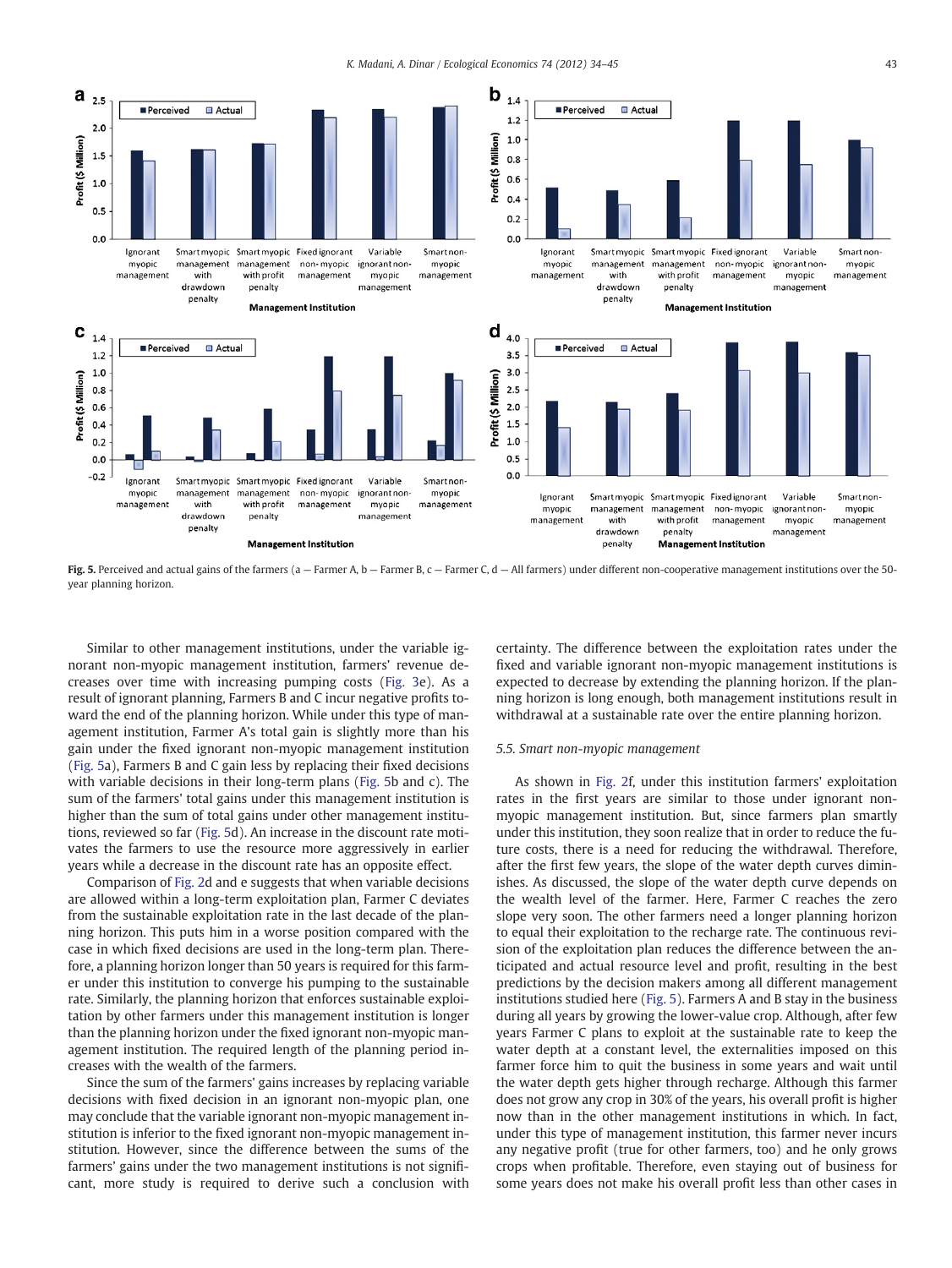Fig. 5. Perceived and actual gains of the farmers (a — Farmer A, b — Farmer B, c — Farmer C, d — All farmers) under different non-cooperative management institutions over the 50-year planning horizon.

Similar to other management institutions, under the variable ignorant non-myopic management institution, farmers' revenue decreases over time with increasing pumping costs (Fig. 3e). As a result of ignorant planning, Farmers B and C incur negative profits toward the end of the planning horizon. While under this type of management institution, Farmer A's total gain is slightly more than his gain under the fixed ignorant non-myopic management institution (Fig. 5a), Farmers B and C gain less by replacing their fixed decisions with variable decisions in their long-term plans (Fig. 5b and c). The sum of the farmers' total gains under this management institution is higher than the sum of total gains under other management institutions, reviewed so far (Fig. 5d). An increase in the discount rate motivates the farmers to use the resource more aggressively in earlier years while a decrease in the discount rate has an opposite effect.

Comparison of Fig. 2d and e suggests that when variable decisions are allowed within a long-term exploitation plan, Farmer C deviates from the sustainable exploitation rate in the last decade of the planning horizon. This puts him in a worse position compared with the case in which fixed decisions are used in the long-term plan. Therefore, a planning horizon longer than 50 years is required for this farmer under this institution to converge his pumping to the sustainable rate. Similarly, the planning horizon that enforces sustainable exploitation by other farmers under this management institution is longer than the planning horizon under the fixed ignorant non-myopic management institution. The required length of the planning period increases with the wealth of the farmers.

Since the sum of the farmers' gains increases by replacing variable decisions with fixed decision in an ignorant non-myopic plan, one may conclude that the variable ignorant non-myopic management institution is inferior to the fixed ignorant non-myopic management institution. However, since the difference between the sums of the farmers' gains under the two management institutions is not significant, more study is required to derive such a conclusion with certainty. The difference between the exploitation rates under the fixed and variable ignorant non-myopic management institutions is expected to decrease by extending the planning horizon. If the planning horizon is long enough, both management institutions result in withdrawal at a sustainable rate over the entire planning horizon.

### 5.5. Smart non-myopic management

As shown in Fig. 2f, under this institution farmers' exploitation rates in the first years are similar to those under ignorant non-myopic management institution. But, since farmers plan smartly under this institution, they soon realize that in order to reduce the future costs, there is a need for reducing the withdrawal. Therefore, after the first few years, the slope of the water depth curves diminishes. As discussed, the slope of the water depth curve depends on the wealth level of the farmer. Here, Farmer C reaches the zero slope very soon. The other farmers need a longer planning horizon to equal their exploitation to the recharge rate. The continuous revision of the exploitation plan reduces the difference between the anticipated and actual resource level and profit, resulting in the best predictions by the decision makers among all different management institutions studied here (Fig. 5). Farmers A and B stay in the business during all years by growing the lower-value crop. Although, after few years Farmer C plans to exploit at the sustainable rate to keep the water depth at a constant level, the externalities imposed on this farmer force him to quit the business in some years and wait until the water depth gets higher through recharge. Although this farmer does not grow any crop in 30% of the years, his overall profit is higher now than in the other management institutions in which. In fact, under this type of management institution, this farmer never incurs any negative profit (true for other farmers, too) and he only grows crops when profitable. Therefore, even staying out of business for some years does not make his overall profit less than other cases in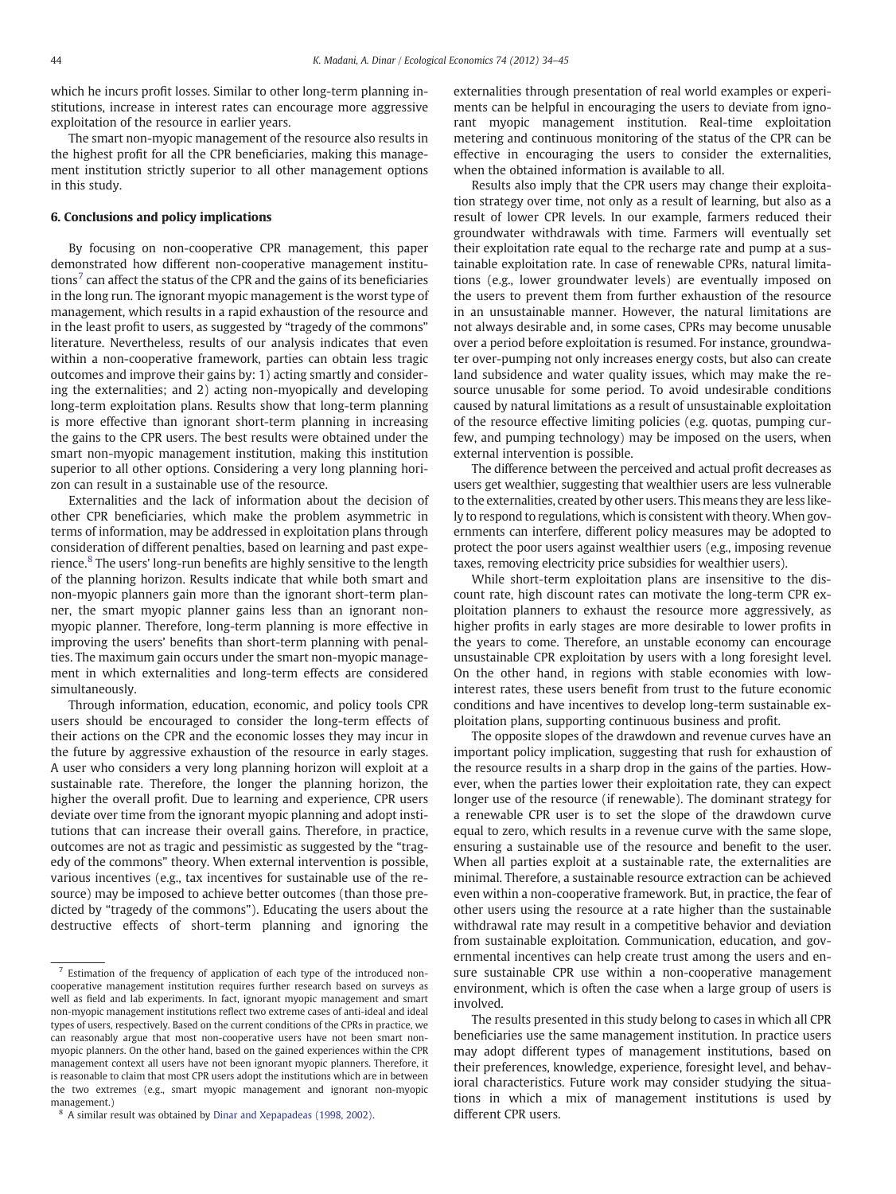which he incurs profit losses. Similar to other long-term planning institutions, increase in interest rates can encourage more aggressive exploitation of the resource in earlier years.

The smart non-myopic management of the resource also results in the highest profit for all the CPR beneficiaries, making this management institution strictly superior to all other management options in this study.

## 6. Conclusions and policy implications

By focusing on non-cooperative CPR management, this paper demonstrated how different non-cooperative management institutions[7] can affect the status of the CPR and the gains of its beneficiaries in the long run. The ignorant myopic management is the worst type of management, which results in a rapid exhaustion of the resource and in the least profit to users, as suggested by "tragedy of the commons" literature. Nevertheless, results of our analysis indicates that even within a non-cooperative framework, parties can obtain less tragic outcomes and improve their gains by: 1) acting smartly and considering the externalities; and 2) acting non-myopically and developing long-term exploitation plans. Results show that long-term planning is more effective than ignorant short-term planning in increasing the gains to the CPR users. The best results were obtained under the smart non-myopic management institution, making this institution superior to all other options. Considering a very long planning horizon can result in a sustainable use of the resource.

Externalities and the lack of information about the decision of other CPR beneficiaries, which make the problem asymmetric in terms of information, may be addressed in exploitation plans through consideration of different penalties, based on learning and past experience.[8] The users' long-run benefits are highly sensitive to the length of the planning horizon. Results indicate that while both smart and non-myopic planners gain more than the ignorant short-term planner, the smart myopic planner gains less than an ignorant non-myopic planner. Therefore, long-term planning is more effective in improving the users' benefits than short-term planning with penalties. The maximum gain occurs under the smart non-myopic management in which externalities and long-term effects are considered simultaneously.

Through information, education, economic, and policy tools CPR users should be encouraged to consider the long-term effects of their actions on the CPR and the economic losses they may incur in the future by aggressive exhaustion of the resource in early stages. A user who considers a very long planning horizon will exploit at a sustainable rate. Therefore, the longer the planning horizon, the higher the overall profit. Due to learning and experience, CPR users deviate over time from the ignorant myopic planning and adopt institutions that can increase their overall gains. Therefore, in practice, outcomes are not as tragic and pessimistic as suggested by the "tragedy of the commons" theory. When external intervention is possible, various incentives (e.g., tax incentives for sustainable use of the resource) may be imposed to achieve better outcomes (than those predicted by "tragedy of the commons"). Educating the users about the destructive effects of short-term planning and ignoring the externalities through presentation of real world examples or experiments can be helpful in encouraging the users to deviate from ignorant myopic management institution. Real-time exploitation metering and continuous monitoring of the status of the CPR can be effective in encouraging the users to consider the externalities, when the obtained information is available to all.

Results also imply that the CPR users may change their exploitation strategy over time, not only as a result of learning, but also as a result of lower CPR levels. In our example, farmers reduced their groundwater withdrawals with time. Farmers will eventually set their exploitation rate equal to the recharge rate and pump at a sustainable exploitation rate. In case of renewable CPRs, natural limitations (e.g., lower groundwater levels) are eventually imposed on the users to prevent them from further exhaustion of the resource in an unsustainable manner. However, the natural limitations are not always desirable and, in some cases, CPRs may become unusable over a period before exploitation is resumed. For instance, groundwater over-pumping not only increases energy costs, but also can create land subsidence and water quality issues, which may make the resource unusable for some period. To avoid undesirable conditions caused by natural limitations as a result of unsustainable exploitation of the resource effective limiting policies (e.g. quotas, pumping curfew, and pumping technology) may be imposed on the users, when external intervention is possible.

The difference between the perceived and actual profit decreases as users get wealthier, suggesting that wealthier users are less vulnerable to the externalities, created by other users. This means they are less likely to respond to regulations, which is consistent with theory. When governments can interfere, different policy measures may be adopted to protect the poor users against wealthier users (e.g., imposing revenue taxes, removing electricity price subsidies for wealthier users).

While short-term exploitation plans are insensitive to the discount rate, high discount rates can motivate the long-term CPR exploitation planners to exhaust the resource more aggressively, as higher profits in early stages are more desirable to lower profits in the years to come. Therefore, an unstable economy can encourage unsustainable CPR exploitation by users with a long foresight level. On the other hand, in regions with stable economies with low-interest rates, these users benefit from trust to the future economic conditions and have incentives to develop long-term sustainable exploitation plans, supporting continuous business and profit.

The opposite slopes of the drawdown and revenue curves have an important policy implication, suggesting that rush for exhaustion of the resource results in a sharp drop in the gains of the parties. However, when the parties lower their exploitation rate, they can expect longer use of the resource (if renewable). The dominant strategy for a renewable CPR user is to set the slope of the drawdown curve equal to zero, which results in a revenue curve with the same slope, ensuring a sustainable use of the resource and benefit to the user. When all parties exploit at a sustainable rate, the externalities are minimal. Therefore, a sustainable resource extraction can be achieved even within a non-cooperative framework. But, in practice, the fear of other users using the resource at a rate higher than the sustainable withdrawal rate may result in a competitive behavior and deviation from sustainable exploitation. Communication, education, and governmental incentives can help create trust among the users and ensure sustainable CPR use within a non-cooperative management environment, which is often the case when a large group of users is involved.

The results presented in this study belong to cases in which all CPR beneficiaries use the same management institution. In practice users may adopt different types of management institutions, based on their preferences, knowledge, experience, foresight level, and behavioral characteristics. Future work may consider studying the situations in which a mix of management institutions is used by different CPR users.

---

[7] Estimation of the frequency of application of each type of the introduced non-cooperative management institution requires further research based on surveys as well as field and lab experiments. In fact, ignorant myopic management and smart non-myopic management institutions reflect two extreme cases of anti-ideal and ideal types of users, respectively. Based on the current conditions of the CPRs in practice, we can reasonably argue that most non-cooperative users have not been smart non-myopic planners. On the other hand, based on the gained experiences within the CPR management context all users have not been ignorant myopic planners. Therefore, it is reasonable to claim that most CPR users adopt the institutions which are in between the two extremes (e.g., smart myopic management and ignorant non-myopic management.)

[8] A similar result was obtained by Dinar and Xepapadeas (1998, 2002).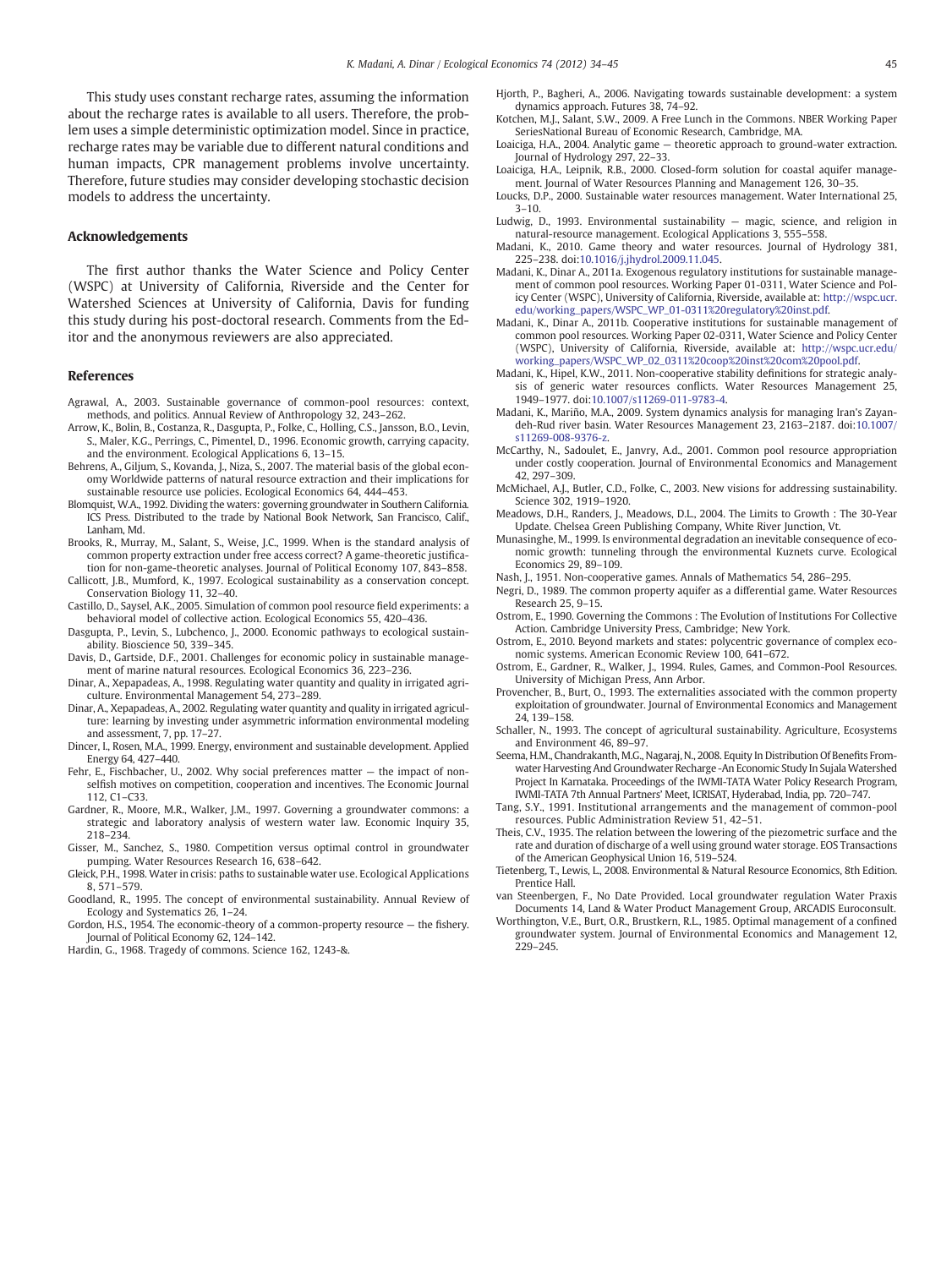This study uses constant recharge rates, assuming the information about the recharge rates is available to all users. Therefore, the problem uses a simple deterministic optimization model. Since in practice, recharge rates may be variable due to different natural conditions and human impacts, CPR management problems involve uncertainty. Therefore, future studies may consider developing stochastic decision models to address the uncertainty.

## Acknowledgements

The first author thanks the Water Science and Policy Center (WSPC) at University of California, Riverside and the Center for Watershed Sciences at University of California, Davis for funding this study during his post-doctoral research. Comments from the Editor and the anonymous reviewers are also appreciated.

## References

Agrawal, A., 2003. Sustainable governance of common-pool resources: context, methods, and politics. Annual Review of Anthropology 32, 243–262.

Arrow, K., Bolin, B., Costanza, R., Dasgupta, P., Folke, C., Holling, C.S., Jansson, B.O., Levin, S., Maler, K.G., Perrings, C., Pimentel, D., 1996. Economic growth, carrying capacity, and the environment. Ecological Applications 6, 13–15.

Behrens, A., Giljum, S., Kovanda, J., Niza, S., 2007. The material basis of the global economy Worldwide patterns of natural resource extraction and their implications for sustainable resource use policies. Ecological Economics 64, 444–453.

Blomquist, W.A., 1992. Dividing the waters: governing groundwater in Southern California. ICS Press. Distributed to the trade by National Book Network, San Francisco, Calif., Lanham, Md.

Brooks, R., Murray, M., Salant, S., Weise, J.C., 1999. When is the standard analysis of common property extraction under free access correct? A game-theoretic justification for non-game-theoretic analyses. Journal of Political Economy 107, 843–858.

Callicott, J.B., Mumford, K., 1997. Ecological sustainability as a conservation concept. Conservation Biology 11, 32–40.

Castillo, D., Saysel, A.K., 2005. Simulation of common pool resource field experiments: a behavioral model of collective action. Ecological Economics 55, 420–436.

Dasgupta, P., Levin, S., Lubchenco, J., 2000. Economic pathways to ecological sustainability. Bioscience 50, 339–345.

Davis, D., Gartside, D.F., 2001. Challenges for economic policy in sustainable management of marine natural resources. Ecological Economics 36, 223–236.

Dinar, A., Xepapadeas, A., 1998. Regulating water quantity and quality in irrigated agriculture. Environmental Management 54, 273–289.

Dinar, A., Xepapadeas, A., 2002. Regulating water quantity and quality in irrigated agriculture: learning by investing under asymmetric information environmental modeling and assessment, 7, pp. 17–27.

Dincer, I., Rosen, M.A., 1999. Energy, environment and sustainable development. Applied Energy 64, 427–440.

Fehr, E., Fischbacher, U., 2002. Why social preferences matter — the impact of non-selfish motives on competition, cooperation and incentives. The Economic Journal 112, C1–C33.

Gardner, R., Moore, M.R., Walker, J.M., 1997. Governing a groundwater commons: a strategic and laboratory analysis of western water law. Economic Inquiry 35, 218–234.

Gisser, M., Sanchez, S., 1980. Competition versus optimal control in groundwater pumping. Water Resources Research 16, 638–642.

Gleick, P.H., 1998. Water in crisis: paths to sustainable water use. Ecological Applications 8, 571–579.

Goodland, R., 1995. The concept of environmental sustainability. Annual Review of Ecology and Systematics 26, 1–24.

Gordon, H.S., 1954. The economic-theory of a common-property resource — the fishery. Journal of Political Economy 62, 124–142.

Hardin, G., 1968. Tragedy of commons. Science 162, 1243-&.

Hjorth, P., Bagheri, A., 2006. Navigating towards sustainable development: a system dynamics approach. Futures 38, 74–92.

Kotchen, M.J., Salant, S.W., 2009. A Free Lunch in the Commons. NBER Working Paper SeriesNational Bureau of Economic Research, Cambridge, MA.

Loaiciga, H.A., 2004. Analytic game — theoretic approach to ground-water extraction. Journal of Hydrology 297, 22–33.

Loaiciga, H.A., Leipnik, R.B., 2000. Closed-form solution for coastal aquifer management. Journal of Water Resources Planning and Management 126, 30–35.

Loucks, D.P., 2000. Sustainable water resources management. Water International 25, 3–10.

Ludwig, D., 1993. Environmental sustainability — magic, science, and religion in natural-resource management. Ecological Applications 3, 555–558.

Madani, K., 2010. Game theory and water resources. Journal of Hydrology 381, 225–238. doi:10.1016/j.jhydrol.2009.11.045.

Madani, K., Dinar A., 2011a. Exogenous regulatory institutions for sustainable management of common pool resources. Working Paper 01-0311, Water Science and Policy Center (WSPC), University of California, Riverside, available at: http://wspc.ucr.edu/working_papers/WSPC_WP_01-0311%20regulatory%20inst.pdf.

Madani, K., Dinar A., 2011b. Cooperative institutions for sustainable management of common pool resources. Working Paper 02-0311, Water Science and Policy Center (WSPC), University of California, Riverside, available at: http://wspc.ucr.edu/working_papers/WSPC_WP_02_0311%20coop%20inst%20com%20pool.pdf.

Madani, K., Hipel, K.W., 2011. Non-cooperative stability definitions for strategic analysis of generic water resources conflicts. Water Resources Management 25, 1949–1977. doi:10.1007/s11269-011-9783-4.

Madani, K., Mariño, M.A., 2009. System dynamics analysis for managing Iran's Zayandeh-Rud river basin. Water Resources Management 23, 2163–2187. doi:10.1007/s11269-008-9376-z.

McCarthy, N., Sadoulet, E., Janvry, A.d., 2001. Common pool resource appropriation under costly cooperation. Journal of Environmental Economics and Management 42, 297–309.

McMichael, A.J., Butler, C.D., Folke, C., 2003. New visions for addressing sustainability. Science 302, 1919–1920.

Meadows, D.H., Randers, J., Meadows, D.L., 2004. The Limits to Growth : The 30-Year Update. Chelsea Green Publishing Company, White River Junction, Vt.

Munasinghe, M., 1999. Is environmental degradation an inevitable consequence of economic growth: tunneling through the environmental Kuznets curve. Ecological Economics 29, 89–109.

Nash, J., 1951. Non-cooperative games. Annals of Mathematics 54, 286–295.

Negri, D., 1989. The common property aquifer as a differential game. Water Resources Research 25, 9–15.

Ostrom, E., 1990. Governing the Commons : The Evolution of Institutions For Collective Action. Cambridge University Press, Cambridge; New York.

Ostrom, E., 2010. Beyond markets and states: polycentric governance of complex economic systems. American Economic Review 100, 641–672.

Ostrom, E., Gardner, R., Walker, J., 1994. Rules, Games, and Common-Pool Resources. University of Michigan Press, Ann Arbor.

Provencher, B., Burt, O., 1993. The externalities associated with the common property exploitation of groundwater. Journal of Environmental Economics and Management 24, 139–158.

Schaller, N., 1993. The concept of agricultural sustainability. Agriculture, Ecosystems and Environment 46, 89–97.

Seema, H.M., Chandrakanth, M.G., Nagaraj, N., 2008. Equity In Distribution Of Benefits From-water Harvesting And Groundwater Recharge -An Economic Study In Sujala Watershed Project In Karnataka. Proceedings of the IWMI-TATA Water Policy Research Program, IWMI-TATA 7th Annual Partners' Meet, ICRISAT, Hyderabad, India, pp. 720–747.

Tang, S.Y., 1991. Institutional arrangements and the management of common-pool resources. Public Administration Review 51, 42–51.

Theis, C.V., 1935. The relation between the lowering of the piezometric surface and the rate and duration of discharge of a well using ground water storage. EOS Transactions of the American Geophysical Union 16, 519–524.

Tietenberg, T., Lewis, L., 2008. Environmental & Natural Resource Economics, 8th Edition. Prentice Hall.

van Steenbergen, F., No Date Provided. Local groundwater regulation Water Praxis Documents 14, Land & Water Product Management Group, ARCADIS Euroconsult.

Worthington, V.E., Burt, O.R., Brustkern, R.L., 1985. Optimal management of a confined groundwater system. Journal of Environmental Economics and Management 12, 229–245.